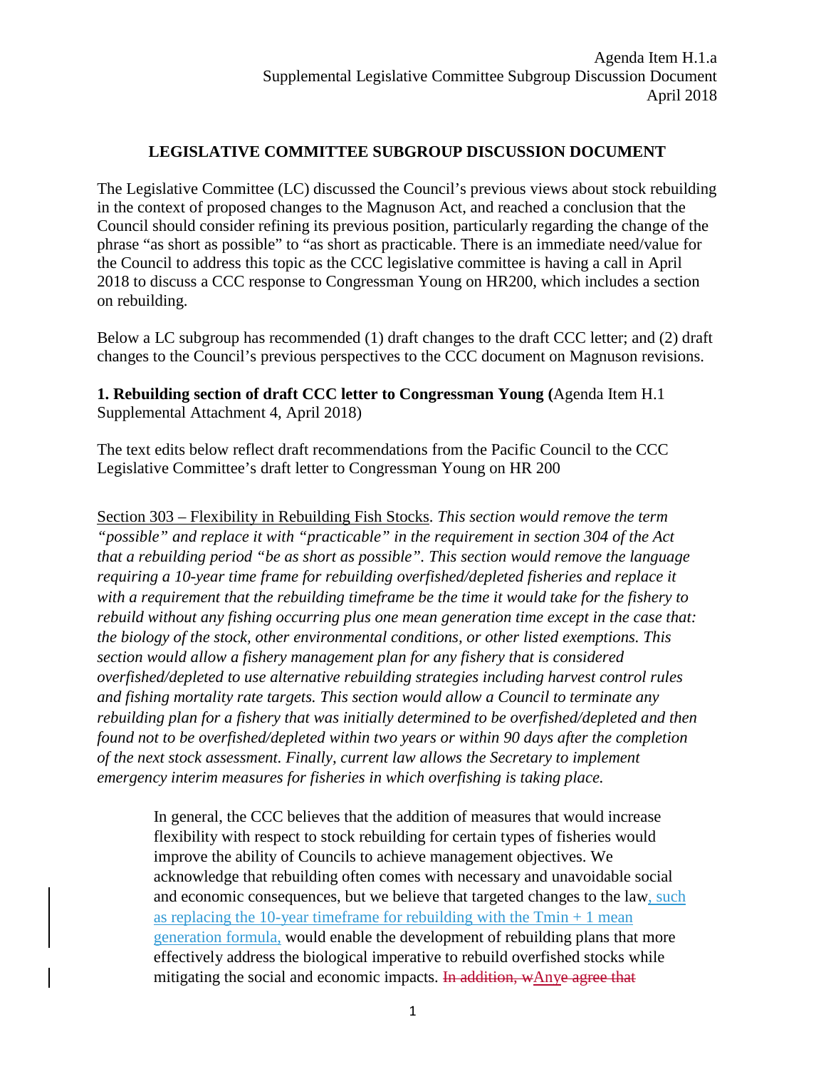**LEGISLATIVE COMMITTEE SUBGROUP DISCUSSION DOCUMENT**

The Legislative Committee (LC) discussed the Council's previous views about stock rebuilding in the context of proposed changes to the Magnuson Act, and reached a conclusion that the Council should consider refining its previous position, particularly regarding the change of the phrase "as short as possible" to "as short as practicable. There is an immediate need/value for the Council to address this topic as the CCC legislative committee is having a call in April 2018 to discuss a CCC response to Congressman Young on HR200, which includes a section on rebuilding.

Below a LC subgroup has recommended (1) draft changes to the draft CCC letter; and (2) draft changes to the Council's previous perspectives to the CCC document on Magnuson revisions.

**1. Rebuilding section of draft CCC letter to Congressman Young (**Agenda Item H.1 Supplemental Attachment 4, April 2018)

The text edits below reflect draft recommendations from the Pacific Council to the CCC Legislative Committee's draft letter to Congressman Young on HR 200

Section 303 – Flexibility in Rebuilding Fish Stocks. *This section would remove the term "possible" and replace it with "practicable" in the requirement in section 304 of the Act that a rebuilding period "be as short as possible". This section would remove the language requiring a 10-year time frame for rebuilding overfished/depleted fisheries and replace it with a requirement that the rebuilding timeframe be the time it would take for the fishery to rebuild without any fishing occurring plus one mean generation time except in the case that: the biology of the stock, other environmental conditions, or other listed exemptions. This section would allow a fishery management plan for any fishery that is considered overfished/depleted to use alternative rebuilding strategies including harvest control rules and fishing mortality rate targets. This section would allow a Council to terminate any rebuilding plan for a fishery that was initially determined to be overfished/depleted and then found not to be overfished/depleted within two years or within 90 days after the completion of the next stock assessment. Finally, current law allows the Secretary to implement emergency interim measures for fisheries in which overfishing is taking place.*

> In general, the CCC believes that the addition of measures that would increase flexibility with respect to stock rebuilding for certain types of fisheries would improve the ability of Councils to achieve management objectives. We acknowledge that rebuilding often comes with necessary and unavoidable social and economic consequences, but we believe that targeted changes to the law, such as replacing the 10-year timeframe for rebuilding with the Tmin + 1 mean generation formula, would enable the development of rebuilding plans that more effectively address the biological imperative to rebuild overfished stocks while mitigating the social and economic impacts. ~~In addition, w~~Anye ~~agree that~~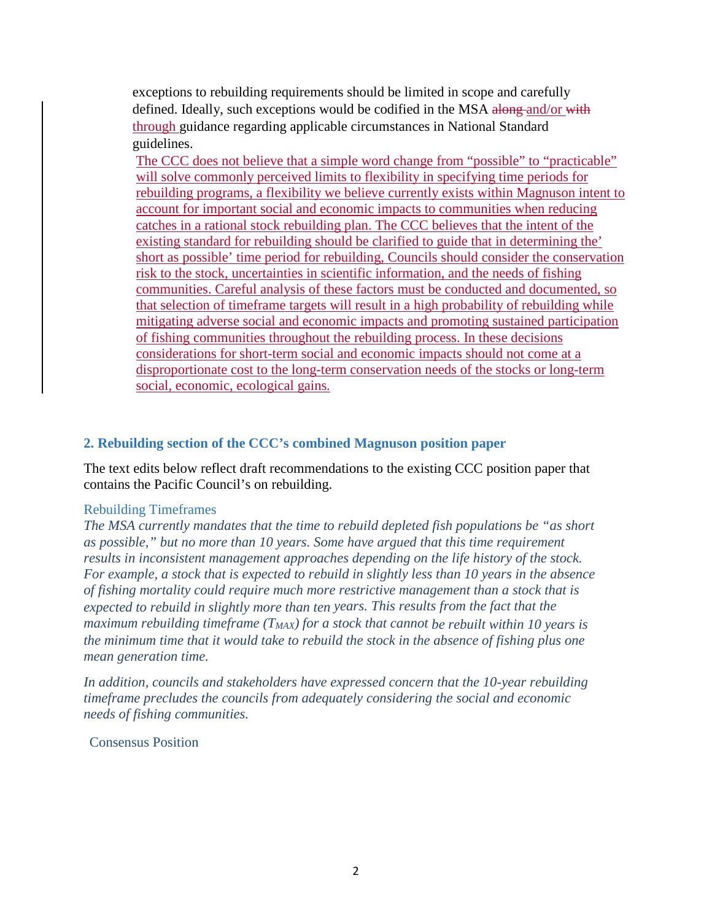exceptions to rebuilding requirements should be limited in scope and carefully defined. Ideally, such exceptions would be codified in the MSA ~~along~~ and/or ~~with~~ through guidance regarding applicable circumstances in National Standard guidelines.

The CCC does not believe that a simple word change from "possible" to "practicable" will solve commonly perceived limits to flexibility in specifying time periods for rebuilding programs, a flexibility we believe currently exists within Magnuson intent to account for important social and economic impacts to communities when reducing catches in a rational stock rebuilding plan. The CCC believes that the intent of the existing standard for rebuilding should be clarified to guide that in determining the' short as possible' time period for rebuilding, Councils should consider the conservation risk to the stock, uncertainties in scientific information, and the needs of fishing communities. Careful analysis of these factors must be conducted and documented, so that selection of timeframe targets will result in a high probability of rebuilding while mitigating adverse social and economic impacts and promoting sustained participation of fishing communities throughout the rebuilding process. In these decisions considerations for short-term social and economic impacts should not come at a disproportionate cost to the long-term conservation needs of the stocks or long-term social, economic, ecological gains.

## 2. Rebuilding section of the CCC's combined Magnuson position paper

The text edits below reflect draft recommendations to the existing CCC position paper that contains the Pacific Council's on rebuilding.

### Rebuilding Timeframes

*The MSA currently mandates that the time to rebuild depleted fish populations be "as short as possible," but no more than 10 years. Some have argued that this time requirement results in inconsistent management approaches depending on the life history of the stock. For example, a stock that is expected to rebuild in slightly less than 10 years in the absence of fishing mortality could require much more restrictive management than a stock that is expected to rebuild in slightly more than ten years. This results from the fact that the maximum rebuilding timeframe ($T_{MAX}$) for a stock that cannot be rebuilt within 10 years is the minimum time that it would take to rebuild the stock in the absence of fishing plus one mean generation time.*

*In addition, councils and stakeholders have expressed concern that the 10-year rebuilding timeframe precludes the councils from adequately considering the social and economic needs of fishing communities.*

### Consensus Position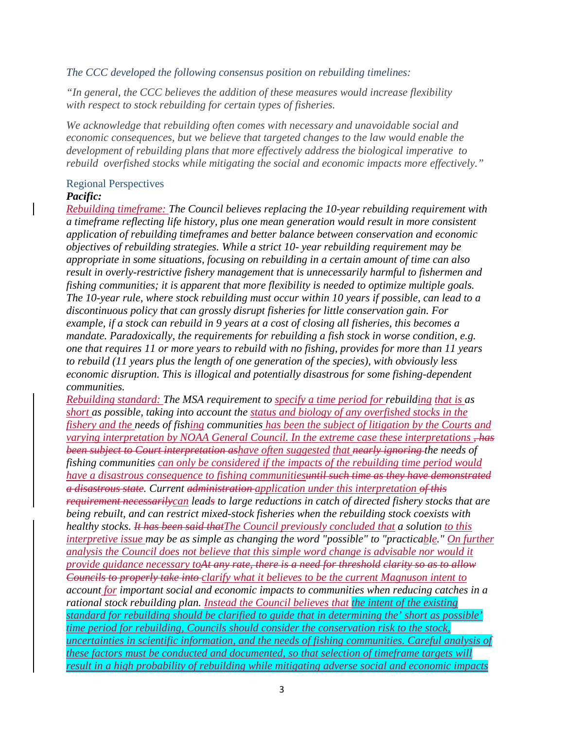*The CCC developed the following consensus position on rebuilding timelines:*

*"In general, the CCC believes the addition of these measures would increase flexibility with respect to stock rebuilding for certain types of fisheries.*

*We acknowledge that rebuilding often comes with necessary and unavoidable social and economic consequences, but we believe that targeted changes to the law would enable the development of rebuilding plans that more effectively address the biological imperative to rebuild overfished stocks while mitigating the social and economic impacts more effectively."*

## Regional Perspectives

***Pacific:***

*Rebuilding timeframe: The Council believes replacing the 10-year rebuilding requirement with a timeframe reflecting life history, plus one mean generation would result in more consistent application of rebuilding timeframes and better balance between conservation and economic objectives of rebuilding strategies. While a strict 10- year rebuilding requirement may be appropriate in some situations, focusing on rebuilding in a certain amount of time can also result in overly-restrictive fishery management that is unnecessarily harmful to fishermen and fishing communities; it is apparent that more flexibility is needed to optimize multiple goals. The 10-year rule, where stock rebuilding must occur within 10 years if possible, can lead to a discontinuous policy that can grossly disrupt fisheries for little conservation gain. For example, if a stock can rebuild in 9 years at a cost of closing all fisheries, this becomes a mandate. Paradoxically, the requirements for rebuilding a fish stock in worse condition, e.g. one that requires 11 or more years to rebuild with no fishing, provides for more than 11 years to rebuild (11 years plus the length of one generation of the species), with obviously less economic disruption. This is illogical and potentially disastrous for some fishing-dependent communities.*

*Rebuilding standard: The MSA requirement to specify a time period for rebuilding that is as short as possible, taking into account the status and biology of any overfished stocks in the fishery and the needs of fishing communities has been the subject of litigation by the Courts and varying interpretation by NOAA General Council. In the extreme case these interpretations ~~, has been subject to Court interpretation as~~have often suggested that ~~nearly ignoring~~ the needs of fishing communities can only be considered if the impacts of the rebuilding time period would have a disastrous consequence to fishing communities~~until such time as they have demonstrated a disastrous state~~. Current ~~administration~~ application under this interpretation ~~of this requirement necessarily~~can lead~~s~~ to large reductions in catch of directed fishery stocks that are being rebuilt, and can restrict mixed-stock fisheries when the rebuilding stock coexists with healthy stocks. ~~It has been said that~~The Council previously concluded that a solution to this interpretive issue may be as simple as changing the word "possible" to "practicable." On further analysis the Council does not believe that this simple word change is advisable nor would it provide guidance necessary to~~At any rate, there is a need for threshold clarity so as to allow Councils to properly take into~~ clarify what it believes to be the current Magnuson intent to account for important social and economic impacts to communities when reducing catches in a rational stock rebuilding plan. Instead the Council believes that the intent of the existing standard for rebuilding should be clarified to guide that in determining the' short as possible' time period for rebuilding, Councils should consider the conservation risk to the stock, uncertainties in scientific information, and the needs of fishing communities. Careful analysis of these factors must be conducted and documented, so that selection of timeframe targets will result in a high probability of rebuilding while mitigating adverse social and economic impacts*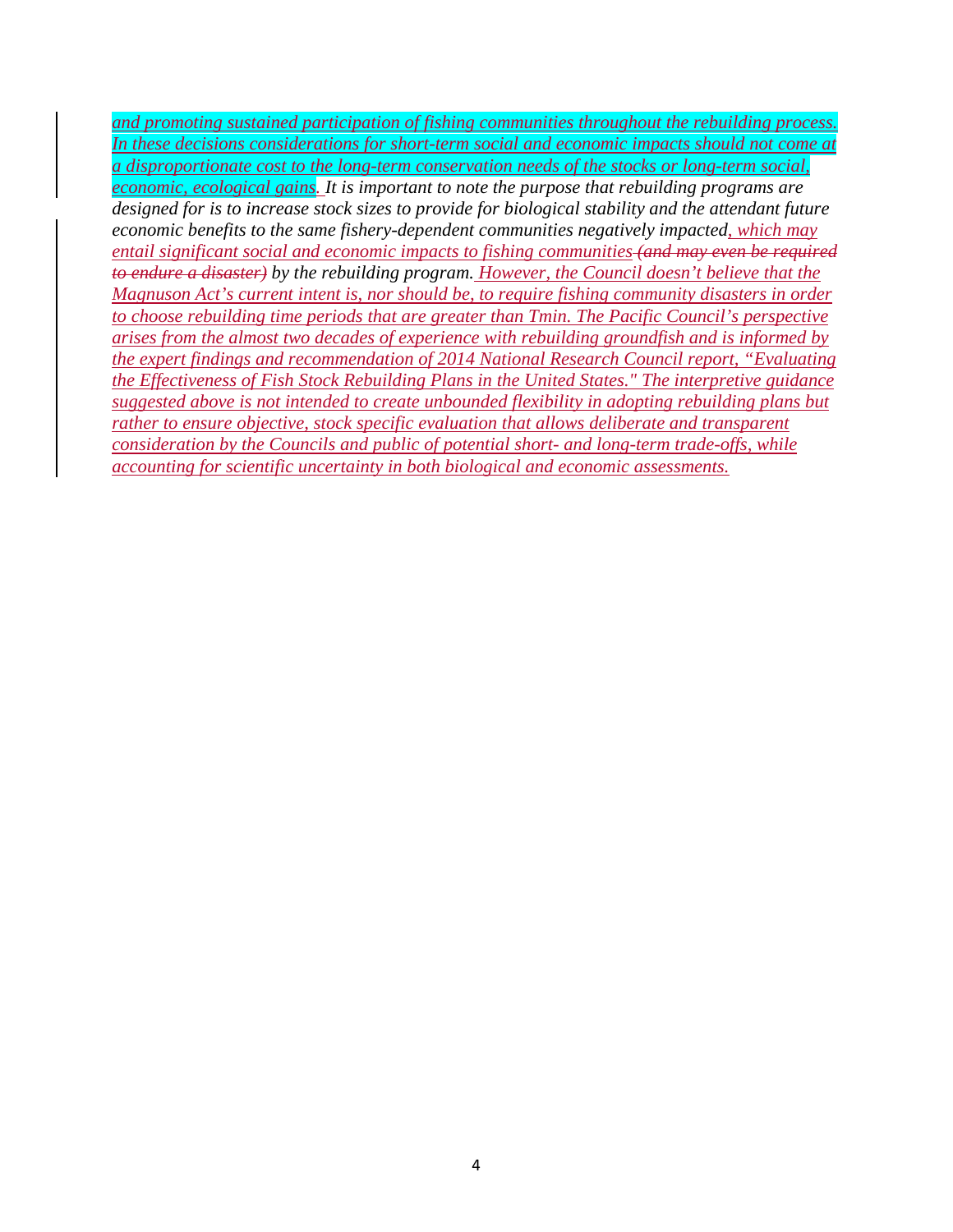*and promoting sustained participation of fishing communities throughout the rebuilding process. In these decisions considerations for short-term social and economic impacts should not come at a disproportionate cost to the long-term conservation needs of the stocks or long-term social, economic, ecological gains. It is important to note the purpose that rebuilding programs are designed for is to increase stock sizes to provide for biological stability and the attendant future economic benefits to the same fishery-dependent communities negatively impacted, which may entail significant social and economic impacts to fishing communities ~~(and may even be required to endure a disaster)~~ by the rebuilding program. However, the Council doesn't believe that the Magnuson Act's current intent is, nor should be, to require fishing community disasters in order to choose rebuilding time periods that are greater than Tmin. The Pacific Council's perspective arises from the almost two decades of experience with rebuilding groundfish and is informed by the expert findings and recommendation of 2014 National Research Council report, "Evaluating the Effectiveness of Fish Stock Rebuilding Plans in the United States." The interpretive guidance suggested above is not intended to create unbounded flexibility in adopting rebuilding plans but rather to ensure objective, stock specific evaluation that allows deliberate and transparent consideration by the Councils and public of potential short- and long-term trade-offs, while accounting for scientific uncertainty in both biological and economic assessments.*